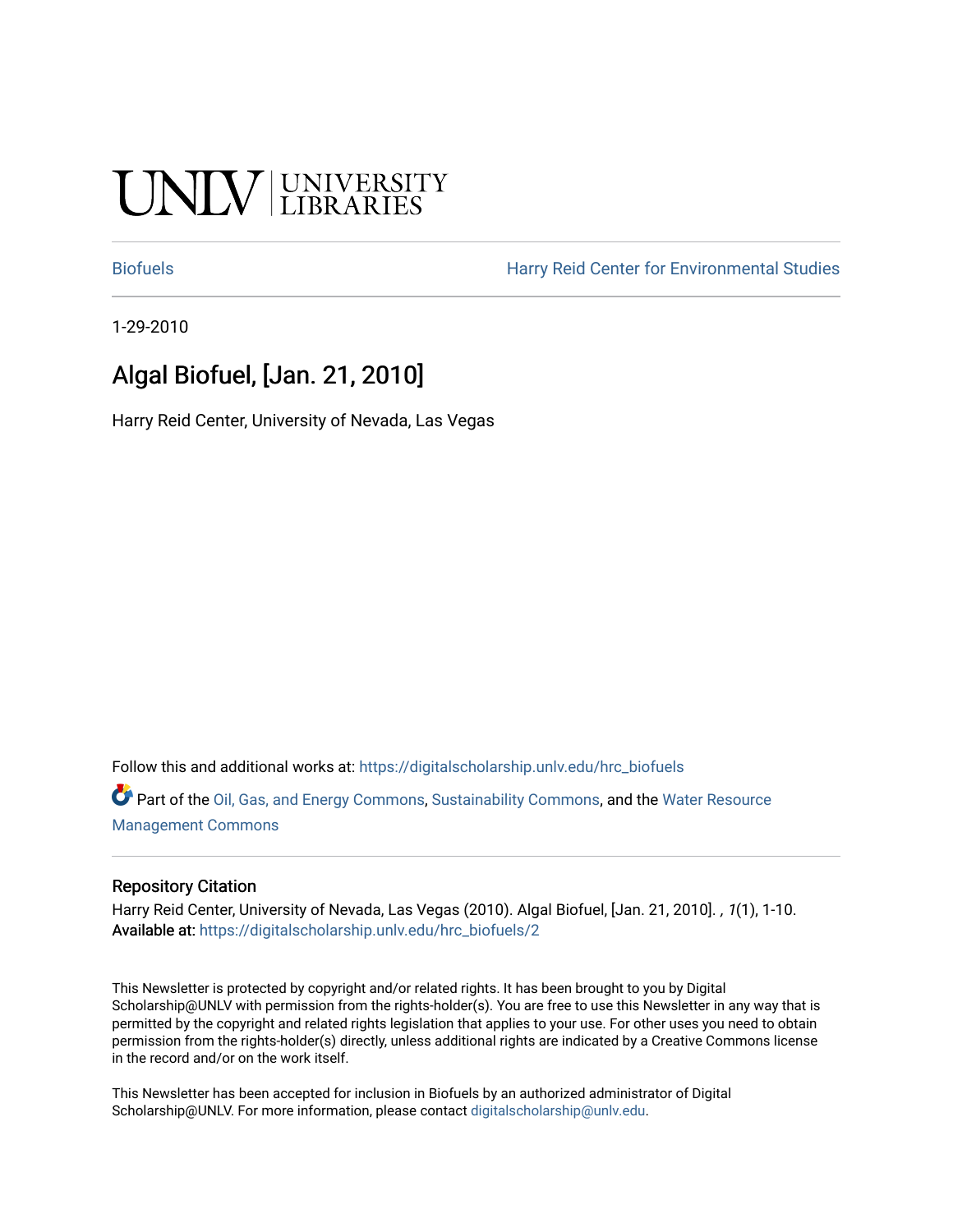UNLV | UNIVERSITY LIBRARIES

Biofuels — Harry Reid Center for Environmental Studies

1-29-2010

# Algal Biofuel, [Jan. 21, 2010]

Harry Reid Center, University of Nevada, Las Vegas

Follow this and additional works at: https://digitalscholarship.unlv.edu/hrc_biofuels

Part of the Oil, Gas, and Energy Commons, Sustainability Commons, and the Water Resource Management Commons

## Repository Citation

Harry Reid Center, University of Nevada, Las Vegas (2010). Algal Biofuel, [Jan. 21, 2010]. , *1*(1), 1-10.
Available at: https://digitalscholarship.unlv.edu/hrc_biofuels/2

This Newsletter is protected by copyright and/or related rights. It has been brought to you by Digital Scholarship@UNLV with permission from the rights-holder(s). You are free to use this Newsletter in any way that is permitted by the copyright and related rights legislation that applies to your use. For other uses you need to obtain permission from the rights-holder(s) directly, unless additional rights are indicated by a Creative Commons license in the record and/or on the work itself.

This Newsletter has been accepted for inclusion in Biofuels by an authorized administrator of Digital Scholarship@UNLV. For more information, please contact digitalscholarship@unlv.edu.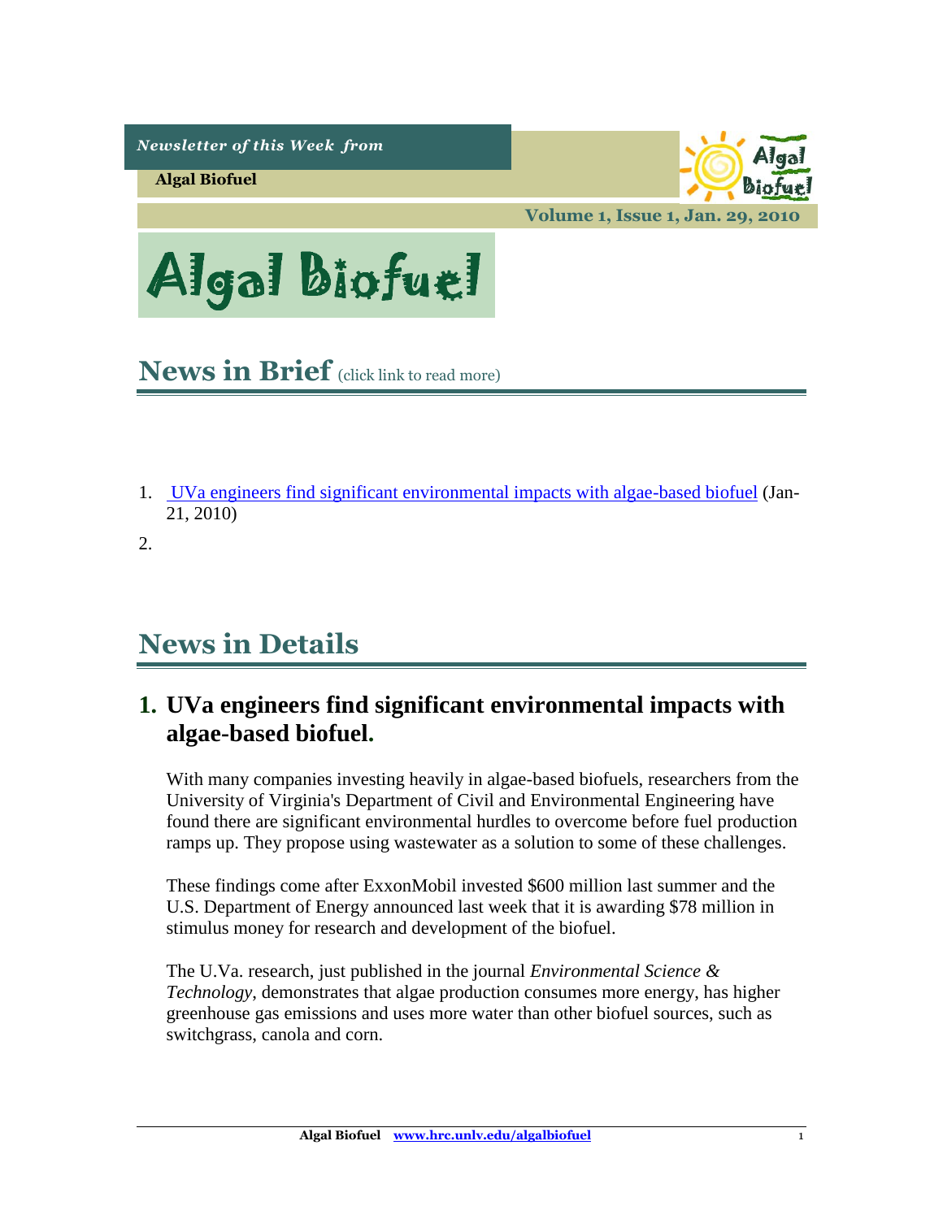*Newsletter of this Week from*

**Algal Biofuel**

**Volume 1, Issue 1, Jan. 29, 2010**

# Algal Biofuel

## News in Brief (click link to read more)

1. UVa engineers find significant environmental impacts with algae-based biofuel (Jan-21, 2010)
2.

## News in Details

### 1. UVa engineers find significant environmental impacts with algae-based biofuel.

With many companies investing heavily in algae-based biofuels, researchers from the University of Virginia's Department of Civil and Environmental Engineering have found there are significant environmental hurdles to overcome before fuel production ramps up. They propose using wastewater as a solution to some of these challenges.

These findings come after ExxonMobil invested $600 million last summer and the U.S. Department of Energy announced last week that it is awarding $78 million in stimulus money for research and development of the biofuel.

The U.Va. research, just published in the journal *Environmental Science & Technology*, demonstrates that algae production consumes more energy, has higher greenhouse gas emissions and uses more water than other biofuel sources, such as switchgrass, canola and corn.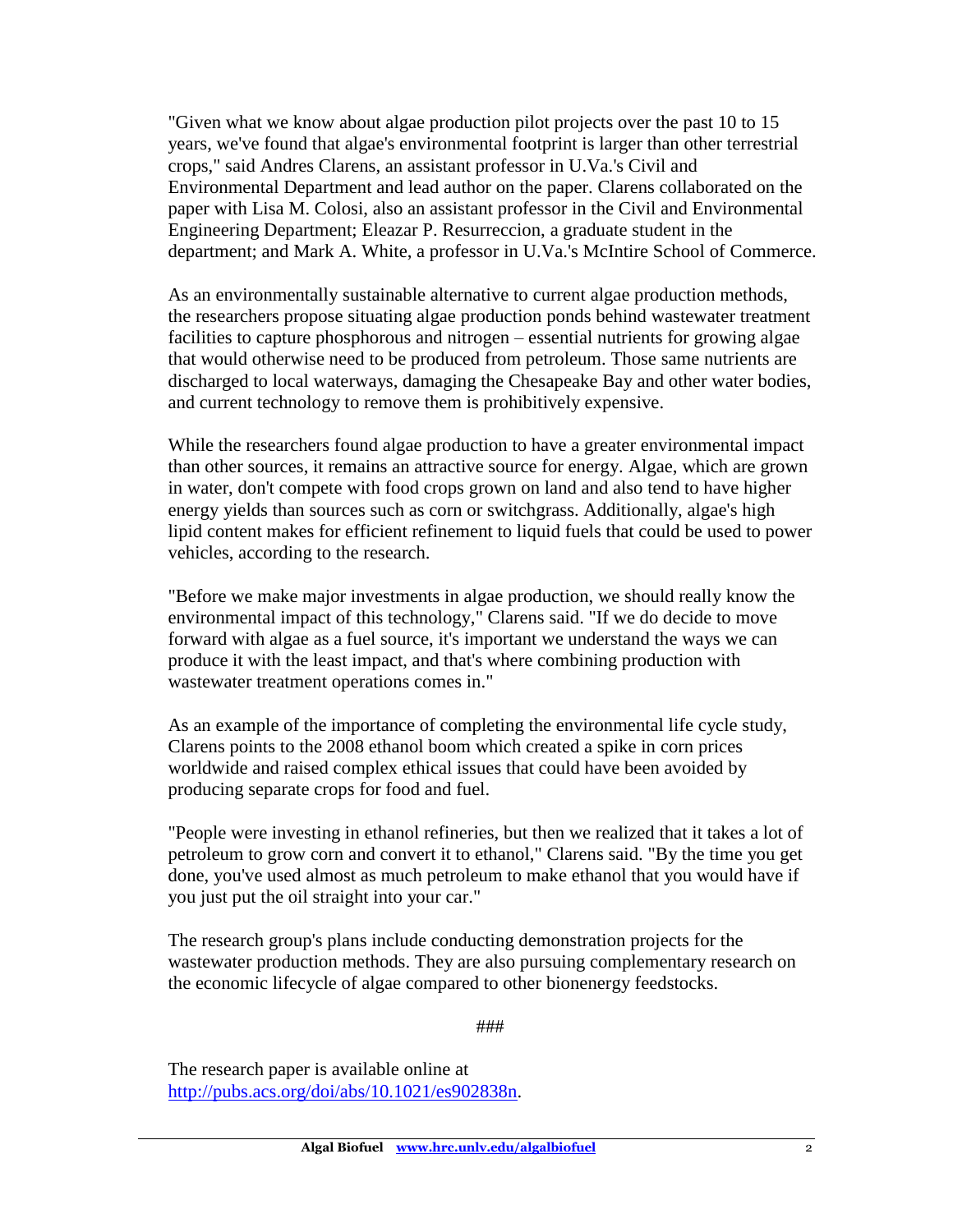"Given what we know about algae production pilot projects over the past 10 to 15 years, we've found that algae's environmental footprint is larger than other terrestrial crops," said Andres Clarens, an assistant professor in U.Va.'s Civil and Environmental Department and lead author on the paper. Clarens collaborated on the paper with Lisa M. Colosi, also an assistant professor in the Civil and Environmental Engineering Department; Eleazar P. Resurreccion, a graduate student in the department; and Mark A. White, a professor in U.Va.'s McIntire School of Commerce.

As an environmentally sustainable alternative to current algae production methods, the researchers propose situating algae production ponds behind wastewater treatment facilities to capture phosphorous and nitrogen – essential nutrients for growing algae that would otherwise need to be produced from petroleum. Those same nutrients are discharged to local waterways, damaging the Chesapeake Bay and other water bodies, and current technology to remove them is prohibitively expensive.

While the researchers found algae production to have a greater environmental impact than other sources, it remains an attractive source for energy. Algae, which are grown in water, don't compete with food crops grown on land and also tend to have higher energy yields than sources such as corn or switchgrass. Additionally, algae's high lipid content makes for efficient refinement to liquid fuels that could be used to power vehicles, according to the research.

"Before we make major investments in algae production, we should really know the environmental impact of this technology," Clarens said. "If we do decide to move forward with algae as a fuel source, it's important we understand the ways we can produce it with the least impact, and that's where combining production with wastewater treatment operations comes in."

As an example of the importance of completing the environmental life cycle study, Clarens points to the 2008 ethanol boom which created a spike in corn prices worldwide and raised complex ethical issues that could have been avoided by producing separate crops for food and fuel.

"People were investing in ethanol refineries, but then we realized that it takes a lot of petroleum to grow corn and convert it to ethanol," Clarens said. "By the time you get done, you've used almost as much petroleum to make ethanol that you would have if you just put the oil straight into your car."

The research group's plans include conducting demonstration projects for the wastewater production methods. They are also pursuing complementary research on the economic lifecycle of algae compared to other bionenergy feedstocks.

###

The research paper is available online at [http://pubs.acs.org/doi/abs/10.1021/es902838n](http://pubs.acs.org/doi/abs/10.1021/es902838n).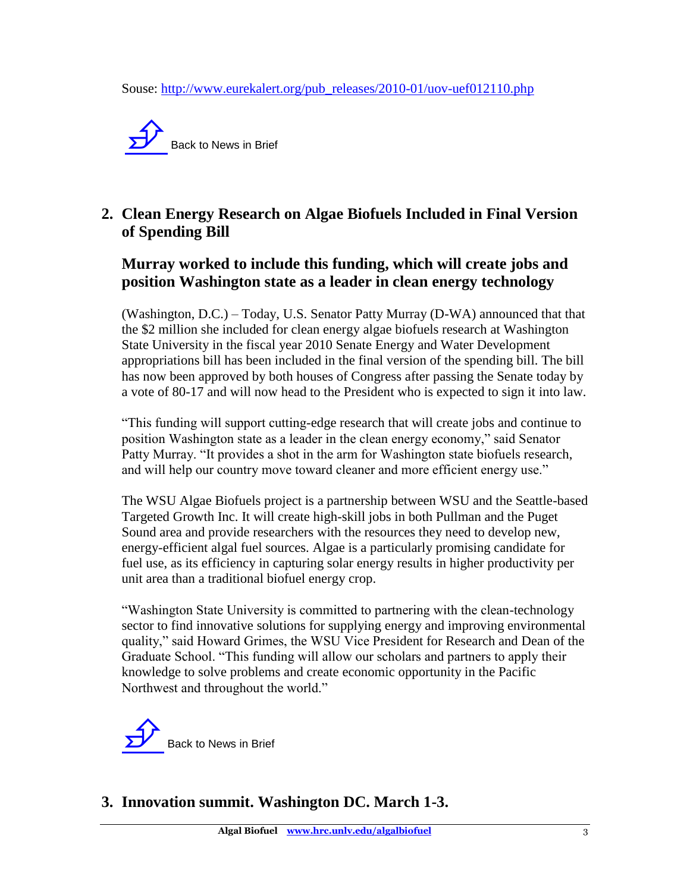Souse: [http://www.eurekalert.org/pub_releases/2010-01/uov-uef012110.php](http://www.eurekalert.org/pub_releases/2010-01/uov-uef012110.php)

Back to News in Brief

## 2. Clean Energy Research on Algae Biofuels Included in Final Version of Spending Bill

### Murray worked to include this funding, which will create jobs and position Washington state as a leader in clean energy technology

(Washington, D.C.) – Today, U.S. Senator Patty Murray (D-WA) announced that that the $2 million she included for clean energy algae biofuels research at Washington State University in the fiscal year 2010 Senate Energy and Water Development appropriations bill has been included in the final version of the spending bill. The bill has now been approved by both houses of Congress after passing the Senate today by a vote of 80-17 and will now head to the President who is expected to sign it into law.

"This funding will support cutting-edge research that will create jobs and continue to position Washington state as a leader in the clean energy economy," said Senator Patty Murray. "It provides a shot in the arm for Washington state biofuels research, and will help our country move toward cleaner and more efficient energy use."

The WSU Algae Biofuels project is a partnership between WSU and the Seattle-based Targeted Growth Inc. It will create high-skill jobs in both Pullman and the Puget Sound area and provide researchers with the resources they need to develop new, energy-efficient algal fuel sources. Algae is a particularly promising candidate for fuel use, as its efficiency in capturing solar energy results in higher productivity per unit area than a traditional biofuel energy crop.

"Washington State University is committed to partnering with the clean-technology sector to find innovative solutions for supplying energy and improving environmental quality," said Howard Grimes, the WSU Vice President for Research and Dean of the Graduate School. "This funding will allow our scholars and partners to apply their knowledge to solve problems and create economic opportunity in the Pacific Northwest and throughout the world."

Back to News in Brief

## 3. Innovation summit. Washington DC. March 1-3.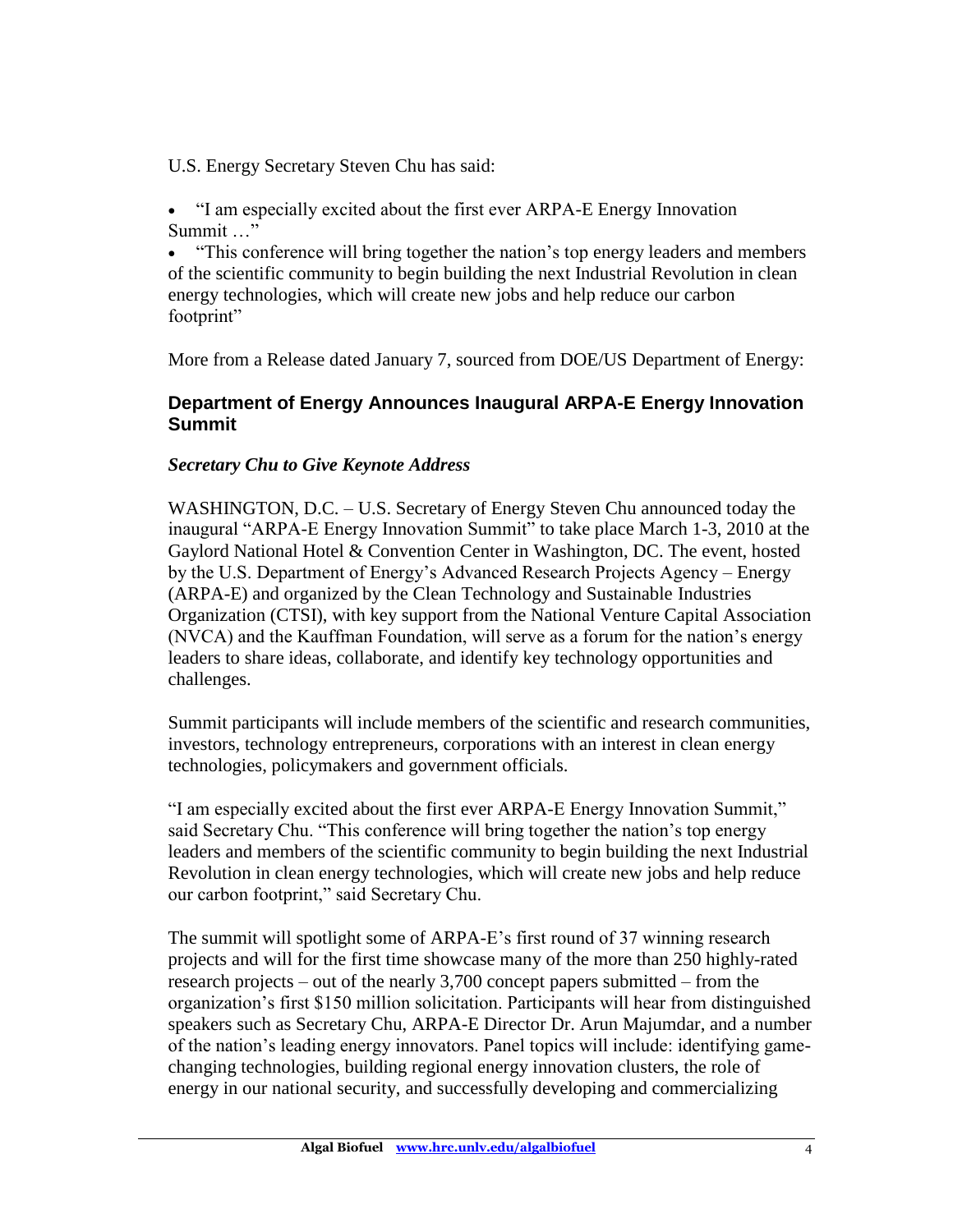U.S. Energy Secretary Steven Chu has said:

- "I am especially excited about the first ever ARPA-E Energy Innovation Summit …"
- "This conference will bring together the nation's top energy leaders and members of the scientific community to begin building the next Industrial Revolution in clean energy technologies, which will create new jobs and help reduce our carbon footprint"

More from a Release dated January 7, sourced from DOE/US Department of Energy:

### Department of Energy Announces Inaugural ARPA-E Energy Innovation Summit

***Secretary Chu to Give Keynote Address***

WASHINGTON, D.C. – U.S. Secretary of Energy Steven Chu announced today the inaugural "ARPA-E Energy Innovation Summit" to take place March 1-3, 2010 at the Gaylord National Hotel & Convention Center in Washington, DC. The event, hosted by the U.S. Department of Energy's Advanced Research Projects Agency – Energy (ARPA-E) and organized by the Clean Technology and Sustainable Industries Organization (CTSI), with key support from the National Venture Capital Association (NVCA) and the Kauffman Foundation, will serve as a forum for the nation's energy leaders to share ideas, collaborate, and identify key technology opportunities and challenges.

Summit participants will include members of the scientific and research communities, investors, technology entrepreneurs, corporations with an interest in clean energy technologies, policymakers and government officials.

"I am especially excited about the first ever ARPA-E Energy Innovation Summit," said Secretary Chu. "This conference will bring together the nation's top energy leaders and members of the scientific community to begin building the next Industrial Revolution in clean energy technologies, which will create new jobs and help reduce our carbon footprint," said Secretary Chu.

The summit will spotlight some of ARPA-E's first round of 37 winning research projects and will for the first time showcase many of the more than 250 highly-rated research projects – out of the nearly 3,700 concept papers submitted – from the organization's first $150 million solicitation. Participants will hear from distinguished speakers such as Secretary Chu, ARPA-E Director Dr. Arun Majumdar, and a number of the nation's leading energy innovators. Panel topics will include: identifying game-changing technologies, building regional energy innovation clusters, the role of energy in our national security, and successfully developing and commercializing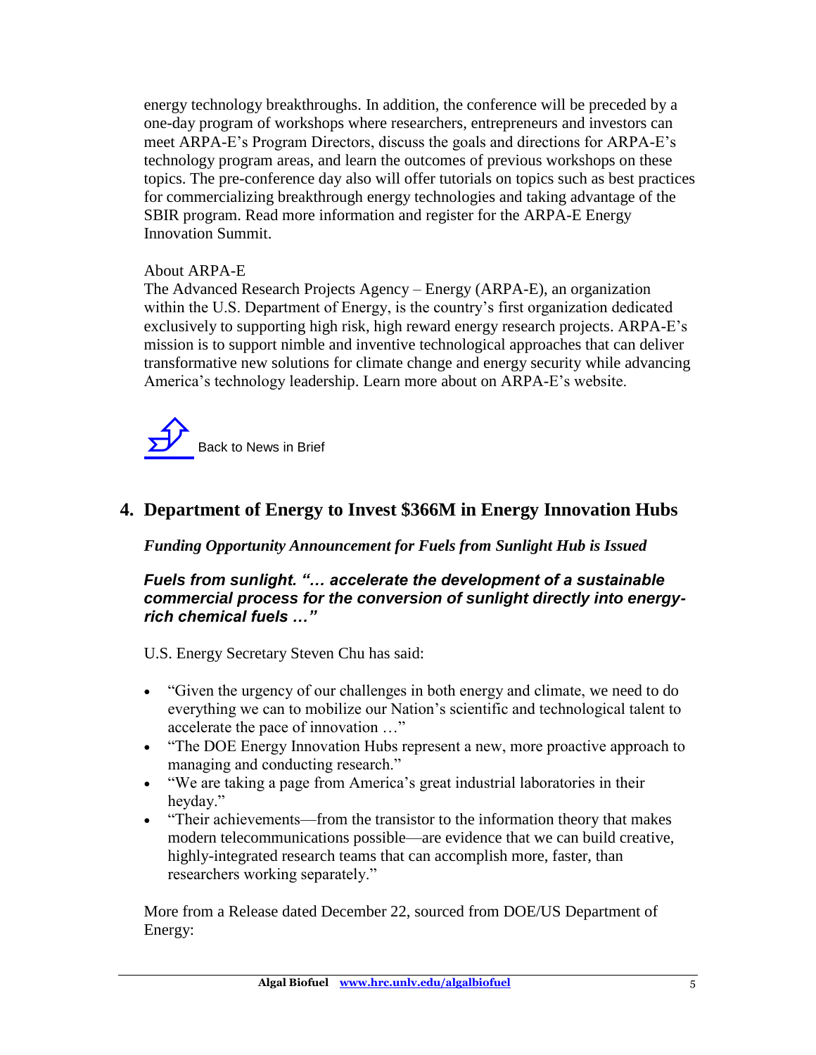energy technology breakthroughs. In addition, the conference will be preceded by a one-day program of workshops where researchers, entrepreneurs and investors can meet ARPA-E's Program Directors, discuss the goals and directions for ARPA-E's technology program areas, and learn the outcomes of previous workshops on these topics. The pre-conference day also will offer tutorials on topics such as best practices for commercializing breakthrough energy technologies and taking advantage of the SBIR program. Read more information and register for the ARPA-E Energy Innovation Summit.

About ARPA-E
The Advanced Research Projects Agency – Energy (ARPA-E), an organization within the U.S. Department of Energy, is the country's first organization dedicated exclusively to supporting high risk, high reward energy research projects. ARPA-E's mission is to support nimble and inventive technological approaches that can deliver transformative new solutions for climate change and energy security while advancing America's technology leadership. Learn more about on ARPA-E's website.

Back to News in Brief

## 4. Department of Energy to Invest $366M in Energy Innovation Hubs

***Funding Opportunity Announcement for Fuels from Sunlight Hub is Issued***

***Fuels from sunlight. "… accelerate the development of a sustainable commercial process for the conversion of sunlight directly into energy-rich chemical fuels …"***

U.S. Energy Secretary Steven Chu has said:

- "Given the urgency of our challenges in both energy and climate, we need to do everything we can to mobilize our Nation's scientific and technological talent to accelerate the pace of innovation …"
- "The DOE Energy Innovation Hubs represent a new, more proactive approach to managing and conducting research."
- "We are taking a page from America's great industrial laboratories in their heyday."
- "Their achievements—from the transistor to the information theory that makes modern telecommunications possible—are evidence that we can build creative, highly-integrated research teams that can accomplish more, faster, than researchers working separately."

More from a Release dated December 22, sourced from DOE/US Department of Energy: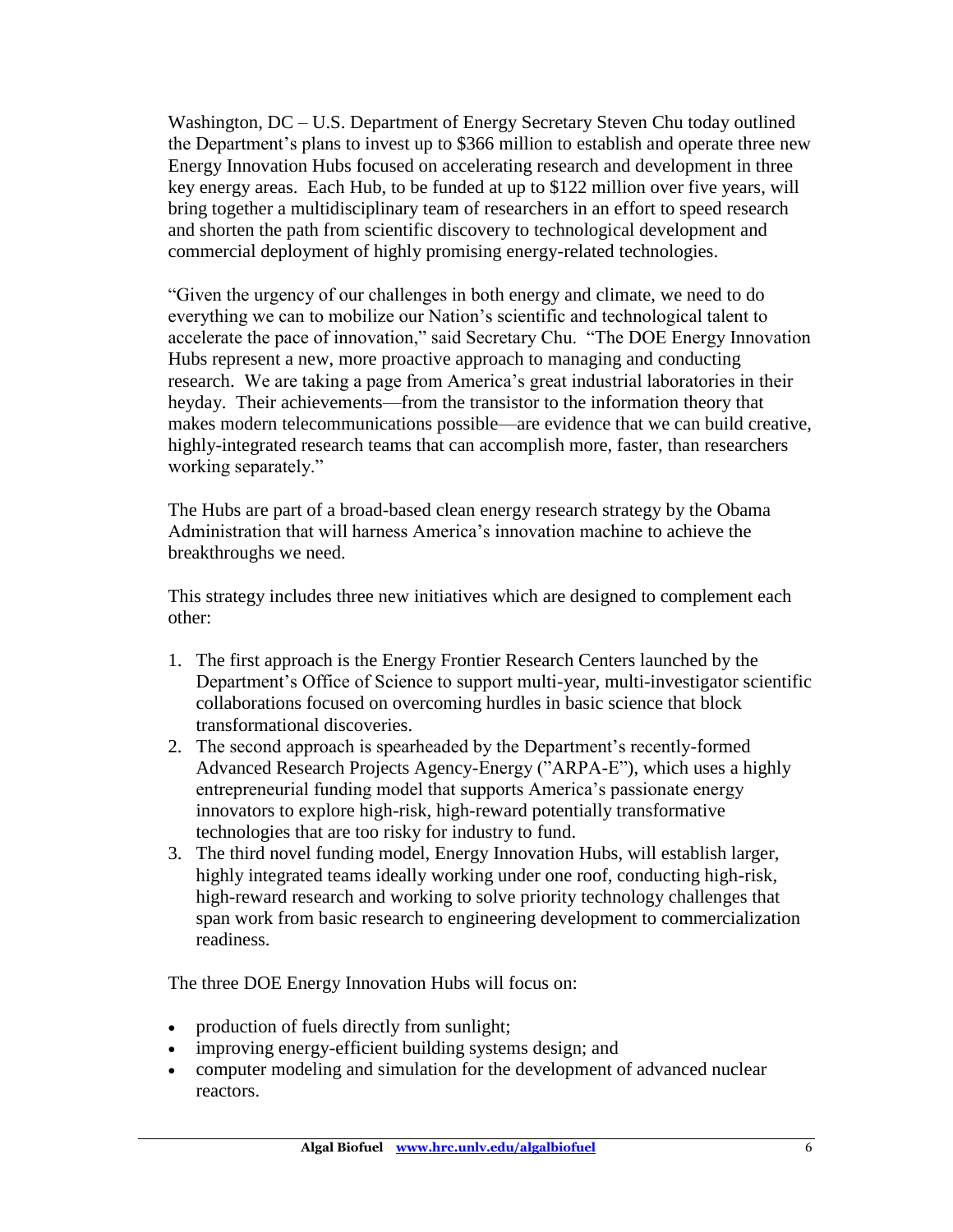Washington, DC – U.S. Department of Energy Secretary Steven Chu today outlined the Department's plans to invest up to $366 million to establish and operate three new Energy Innovation Hubs focused on accelerating research and development in three key energy areas. Each Hub, to be funded at up to $122 million over five years, will bring together a multidisciplinary team of researchers in an effort to speed research and shorten the path from scientific discovery to technological development and commercial deployment of highly promising energy-related technologies.

"Given the urgency of our challenges in both energy and climate, we need to do everything we can to mobilize our Nation's scientific and technological talent to accelerate the pace of innovation," said Secretary Chu. "The DOE Energy Innovation Hubs represent a new, more proactive approach to managing and conducting research. We are taking a page from America's great industrial laboratories in their heyday. Their achievements—from the transistor to the information theory that makes modern telecommunications possible—are evidence that we can build creative, highly-integrated research teams that can accomplish more, faster, than researchers working separately."

The Hubs are part of a broad-based clean energy research strategy by the Obama Administration that will harness America's innovation machine to achieve the breakthroughs we need.

This strategy includes three new initiatives which are designed to complement each other:

1. The first approach is the Energy Frontier Research Centers launched by the Department's Office of Science to support multi-year, multi-investigator scientific collaborations focused on overcoming hurdles in basic science that block transformational discoveries.
2. The second approach is spearheaded by the Department's recently-formed Advanced Research Projects Agency-Energy ("ARPA-E"), which uses a highly entrepreneurial funding model that supports America's passionate energy innovators to explore high-risk, high-reward potentially transformative technologies that are too risky for industry to fund.
3. The third novel funding model, Energy Innovation Hubs, will establish larger, highly integrated teams ideally working under one roof, conducting high-risk, high-reward research and working to solve priority technology challenges that span work from basic research to engineering development to commercialization readiness.

The three DOE Energy Innovation Hubs will focus on:

- production of fuels directly from sunlight;
- improving energy-efficient building systems design; and
- computer modeling and simulation for the development of advanced nuclear reactors.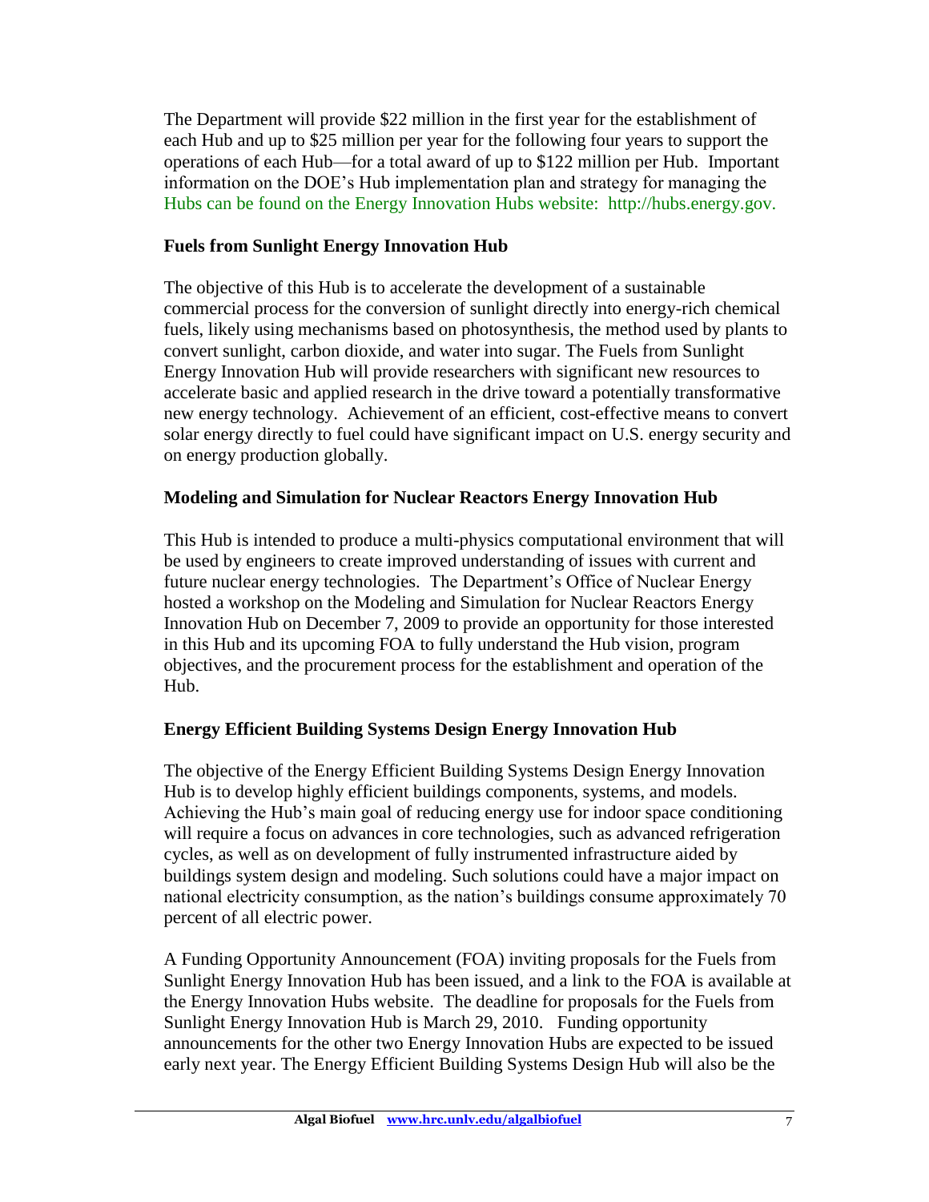The Department will provide $22 million in the first year for the establishment of each Hub and up to $25 million per year for the following four years to support the operations of each Hub—for a total award of up to $122 million per Hub. Important information on the DOE's Hub implementation plan and strategy for managing the Hubs can be found on the Energy Innovation Hubs website: http://hubs.energy.gov.

**Fuels from Sunlight Energy Innovation Hub**

The objective of this Hub is to accelerate the development of a sustainable commercial process for the conversion of sunlight directly into energy-rich chemical fuels, likely using mechanisms based on photosynthesis, the method used by plants to convert sunlight, carbon dioxide, and water into sugar. The Fuels from Sunlight Energy Innovation Hub will provide researchers with significant new resources to accelerate basic and applied research in the drive toward a potentially transformative new energy technology. Achievement of an efficient, cost-effective means to convert solar energy directly to fuel could have significant impact on U.S. energy security and on energy production globally.

**Modeling and Simulation for Nuclear Reactors Energy Innovation Hub**

This Hub is intended to produce a multi-physics computational environment that will be used by engineers to create improved understanding of issues with current and future nuclear energy technologies. The Department's Office of Nuclear Energy hosted a workshop on the Modeling and Simulation for Nuclear Reactors Energy Innovation Hub on December 7, 2009 to provide an opportunity for those interested in this Hub and its upcoming FOA to fully understand the Hub vision, program objectives, and the procurement process for the establishment and operation of the Hub.

**Energy Efficient Building Systems Design Energy Innovation Hub**

The objective of the Energy Efficient Building Systems Design Energy Innovation Hub is to develop highly efficient buildings components, systems, and models. Achieving the Hub's main goal of reducing energy use for indoor space conditioning will require a focus on advances in core technologies, such as advanced refrigeration cycles, as well as on development of fully instrumented infrastructure aided by buildings system design and modeling. Such solutions could have a major impact on national electricity consumption, as the nation's buildings consume approximately 70 percent of all electric power.

A Funding Opportunity Announcement (FOA) inviting proposals for the Fuels from Sunlight Energy Innovation Hub has been issued, and a link to the FOA is available at the Energy Innovation Hubs website. The deadline for proposals for the Fuels from Sunlight Energy Innovation Hub is March 29, 2010. Funding opportunity announcements for the other two Energy Innovation Hubs are expected to be issued early next year. The Energy Efficient Building Systems Design Hub will also be the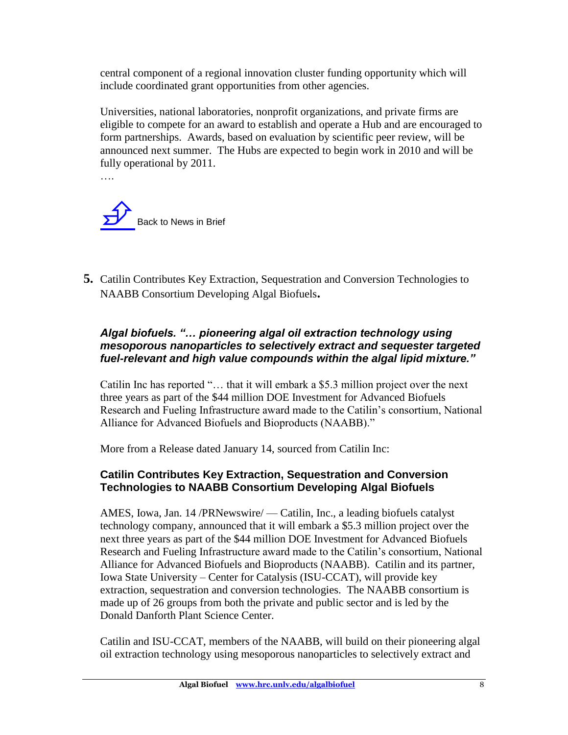central component of a regional innovation cluster funding opportunity which will include coordinated grant opportunities from other agencies.

Universities, national laboratories, nonprofit organizations, and private firms are eligible to compete for an award to establish and operate a Hub and are encouraged to form partnerships. Awards, based on evaluation by scientific peer review, will be announced next summer. The Hubs are expected to begin work in 2010 and will be fully operational by 2011.

….

Back to News in Brief

**5.** Catilin Contributes Key Extraction, Sequestration and Conversion Technologies to NAABB Consortium Developing Algal Biofuels**.**

### *Algal biofuels. "… pioneering algal oil extraction technology using mesoporous nanoparticles to selectively extract and sequester targeted fuel-relevant and high value compounds within the algal lipid mixture."*

Catilin Inc has reported "… that it will embark a $5.3 million project over the next three years as part of the $44 million DOE Investment for Advanced Biofuels Research and Fueling Infrastructure award made to the Catilin's consortium, National Alliance for Advanced Biofuels and Bioproducts (NAABB)."

More from a Release dated January 14, sourced from Catilin Inc:

### Catilin Contributes Key Extraction, Sequestration and Conversion Technologies to NAABB Consortium Developing Algal Biofuels

AMES, Iowa, Jan. 14 /PRNewswire/ — Catilin, Inc., a leading biofuels catalyst technology company, announced that it will embark a $5.3 million project over the next three years as part of the $44 million DOE Investment for Advanced Biofuels Research and Fueling Infrastructure award made to the Catilin's consortium, National Alliance for Advanced Biofuels and Bioproducts (NAABB). Catilin and its partner, Iowa State University – Center for Catalysis (ISU-CCAT), will provide key extraction, sequestration and conversion technologies. The NAABB consortium is made up of 26 groups from both the private and public sector and is led by the Donald Danforth Plant Science Center.

Catilin and ISU-CCAT, members of the NAABB, will build on their pioneering algal oil extraction technology using mesoporous nanoparticles to selectively extract and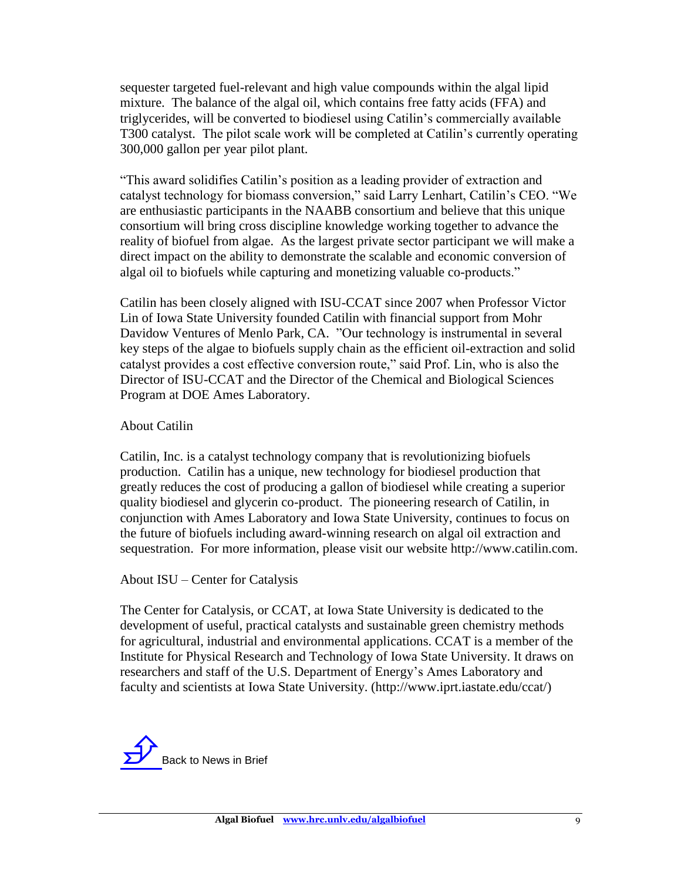sequester targeted fuel-relevant and high value compounds within the algal lipid mixture. The balance of the algal oil, which contains free fatty acids (FFA) and triglycerides, will be converted to biodiesel using Catilin's commercially available T300 catalyst. The pilot scale work will be completed at Catilin's currently operating 300,000 gallon per year pilot plant.

"This award solidifies Catilin's position as a leading provider of extraction and catalyst technology for biomass conversion," said Larry Lenhart, Catilin's CEO. "We are enthusiastic participants in the NAABB consortium and believe that this unique consortium will bring cross discipline knowledge working together to advance the reality of biofuel from algae. As the largest private sector participant we will make a direct impact on the ability to demonstrate the scalable and economic conversion of algal oil to biofuels while capturing and monetizing valuable co-products."

Catilin has been closely aligned with ISU-CCAT since 2007 when Professor Victor Lin of Iowa State University founded Catilin with financial support from Mohr Davidow Ventures of Menlo Park, CA. "Our technology is instrumental in several key steps of the algae to biofuels supply chain as the efficient oil-extraction and solid catalyst provides a cost effective conversion route," said Prof. Lin, who is also the Director of ISU-CCAT and the Director of the Chemical and Biological Sciences Program at DOE Ames Laboratory.

About Catilin

Catilin, Inc. is a catalyst technology company that is revolutionizing biofuels production. Catilin has a unique, new technology for biodiesel production that greatly reduces the cost of producing a gallon of biodiesel while creating a superior quality biodiesel and glycerin co-product. The pioneering research of Catilin, in conjunction with Ames Laboratory and Iowa State University, continues to focus on the future of biofuels including award-winning research on algal oil extraction and sequestration. For more information, please visit our website http://www.catilin.com.

About ISU – Center for Catalysis

The Center for Catalysis, or CCAT, at Iowa State University is dedicated to the development of useful, practical catalysts and sustainable green chemistry methods for agricultural, industrial and environmental applications. CCAT is a member of the Institute for Physical Research and Technology of Iowa State University. It draws on researchers and staff of the U.S. Department of Energy's Ames Laboratory and faculty and scientists at Iowa State University. (http://www.iprt.iastate.edu/ccat/)

Back to News in Brief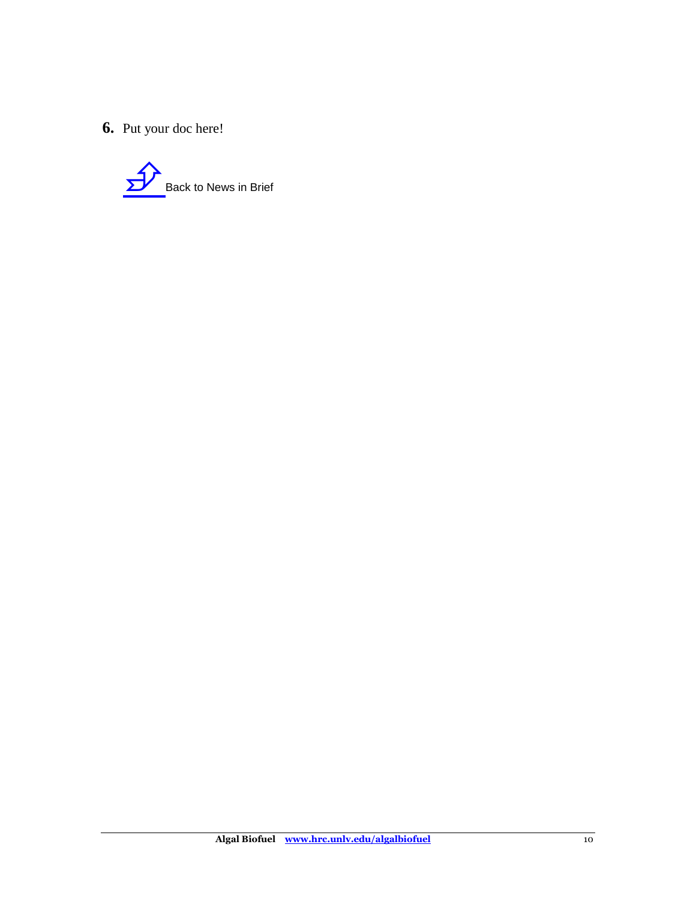6. Put your doc here!

Back to News in Brief